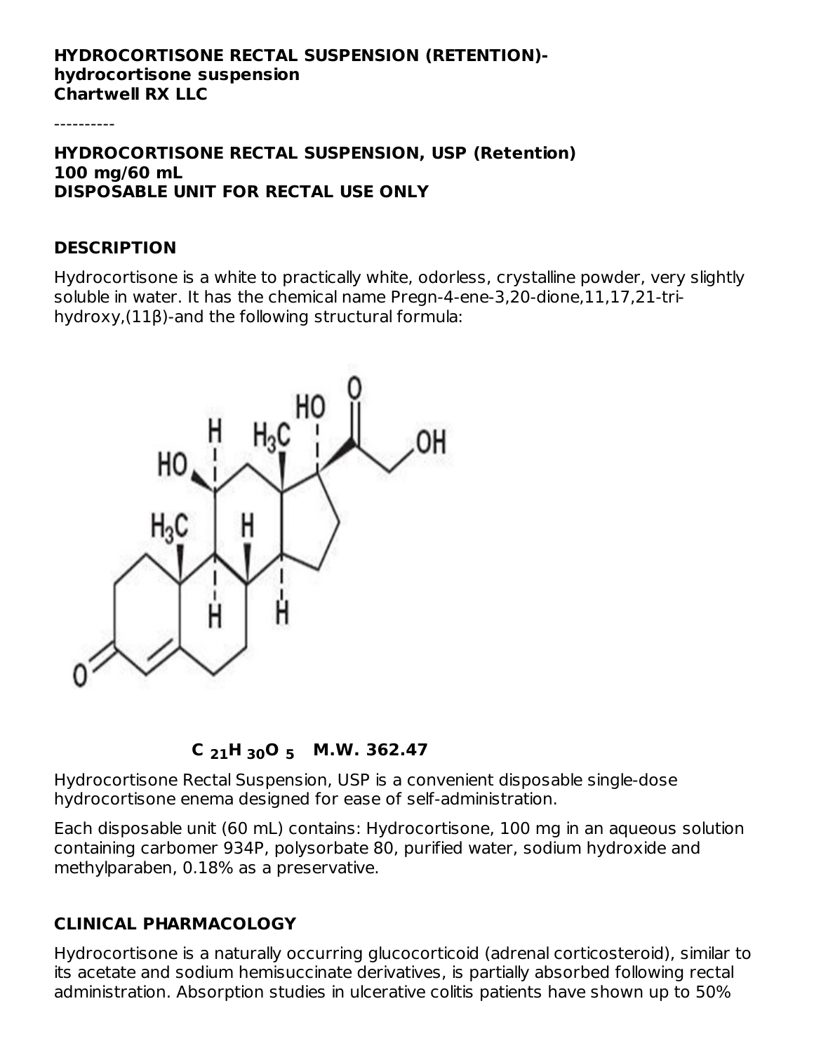**HYDROCORTISONE RECTAL SUSPENSION (RETENTION)- hydrocortisone suspension**
**Chartwell RX LLC**

----------

**HYDROCORTISONE RECTAL SUSPENSION, USP (Retention)**
**100 mg/60 mL**
**DISPOSABLE UNIT FOR RECTAL USE ONLY**

## DESCRIPTION

Hydrocortisone is a white to practically white, odorless, crystalline powder, very slightly soluble in water. It has the chemical name Pregn-4-ene-3,20-dione,11,17,21-tri-hydroxy,(11β)-and the following structural formula:

**$C_{21}H_{30}O_5$ M.W. 362.47**

Hydrocortisone Rectal Suspension, USP is a convenient disposable single-dose hydrocortisone enema designed for ease of self-administration.

Each disposable unit (60 mL) contains: Hydrocortisone, 100 mg in an aqueous solution containing carbomer 934P, polysorbate 80, purified water, sodium hydroxide and methylparaben, 0.18% as a preservative.

## CLINICAL PHARMACOLOGY

Hydrocortisone is a naturally occurring glucocorticoid (adrenal corticosteroid), similar to its acetate and sodium hemisuccinate derivatives, is partially absorbed following rectal administration. Absorption studies in ulcerative colitis patients have shown up to 50%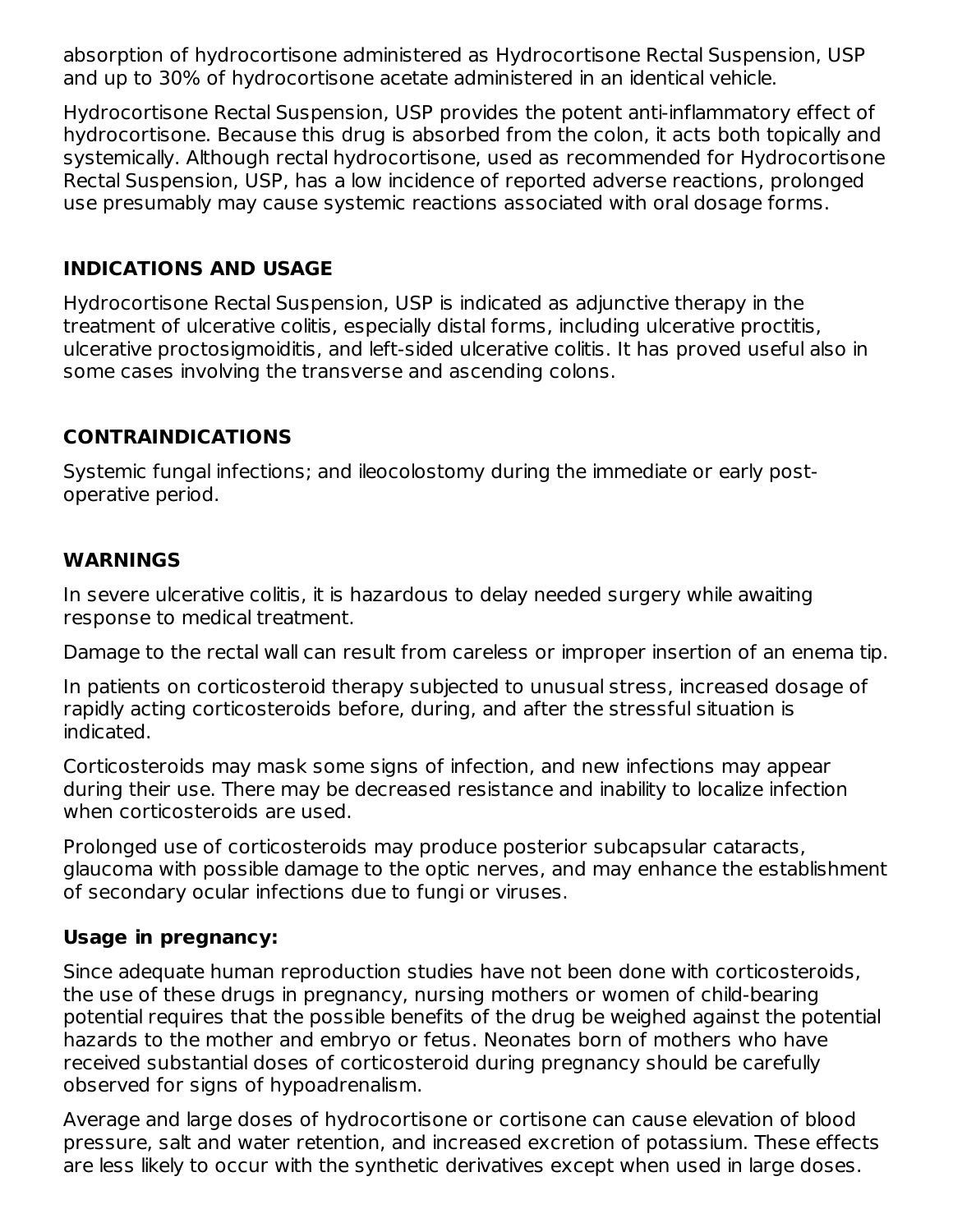absorption of hydrocortisone administered as Hydrocortisone Rectal Suspension, USP and up to 30% of hydrocortisone acetate administered in an identical vehicle.

Hydrocortisone Rectal Suspension, USP provides the potent anti-inflammatory effect of hydrocortisone. Because this drug is absorbed from the colon, it acts both topically and systemically. Although rectal hydrocortisone, used as recommended for Hydrocortisone Rectal Suspension, USP, has a low incidence of reported adverse reactions, prolonged use presumably may cause systemic reactions associated with oral dosage forms.

## INDICATIONS AND USAGE

Hydrocortisone Rectal Suspension, USP is indicated as adjunctive therapy in the treatment of ulcerative colitis, especially distal forms, including ulcerative proctitis, ulcerative proctosigmoiditis, and left-sided ulcerative colitis. It has proved useful also in some cases involving the transverse and ascending colons.

## CONTRAINDICATIONS

Systemic fungal infections; and ileocolostomy during the immediate or early post-operative period.

## WARNINGS

In severe ulcerative colitis, it is hazardous to delay needed surgery while awaiting response to medical treatment.

Damage to the rectal wall can result from careless or improper insertion of an enema tip.

In patients on corticosteroid therapy subjected to unusual stress, increased dosage of rapidly acting corticosteroids before, during, and after the stressful situation is indicated.

Corticosteroids may mask some signs of infection, and new infections may appear during their use. There may be decreased resistance and inability to localize infection when corticosteroids are used.

Prolonged use of corticosteroids may produce posterior subcapsular cataracts, glaucoma with possible damage to the optic nerves, and may enhance the establishment of secondary ocular infections due to fungi or viruses.

### Usage in pregnancy:

Since adequate human reproduction studies have not been done with corticosteroids, the use of these drugs in pregnancy, nursing mothers or women of child-bearing potential requires that the possible benefits of the drug be weighed against the potential hazards to the mother and embryo or fetus. Neonates born of mothers who have received substantial doses of corticosteroid during pregnancy should be carefully observed for signs of hypoadrenalism.

Average and large doses of hydrocortisone or cortisone can cause elevation of blood pressure, salt and water retention, and increased excretion of potassium. These effects are less likely to occur with the synthetic derivatives except when used in large doses.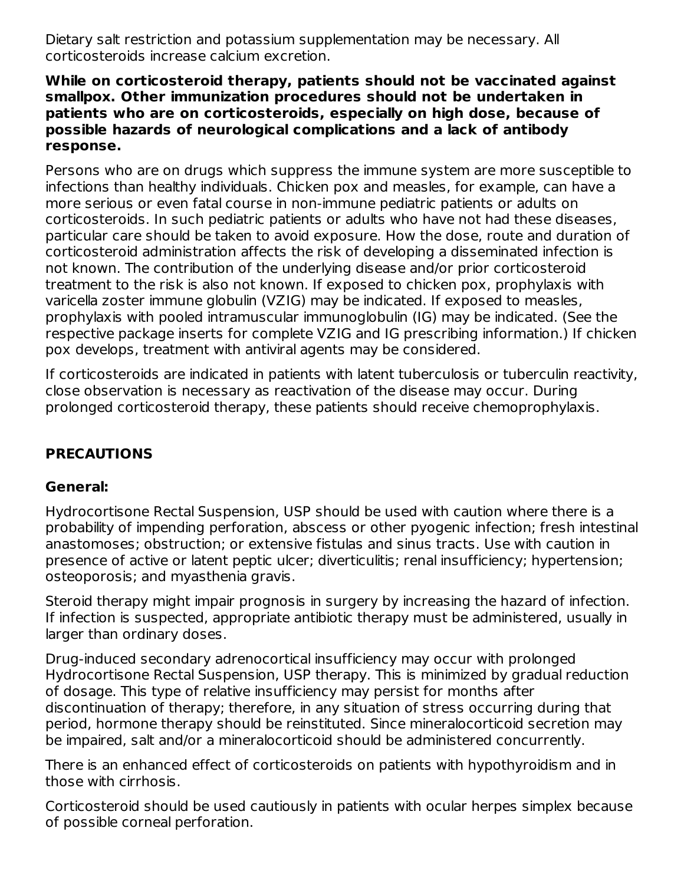Dietary salt restriction and potassium supplementation may be necessary. All corticosteroids increase calcium excretion.

**While on corticosteroid therapy, patients should not be vaccinated against smallpox. Other immunization procedures should not be undertaken in patients who are on corticosteroids, especially on high dose, because of possible hazards of neurological complications and a lack of antibody response.**

Persons who are on drugs which suppress the immune system are more susceptible to infections than healthy individuals. Chicken pox and measles, for example, can have a more serious or even fatal course in non-immune pediatric patients or adults on corticosteroids. In such pediatric patients or adults who have not had these diseases, particular care should be taken to avoid exposure. How the dose, route and duration of corticosteroid administration affects the risk of developing a disseminated infection is not known. The contribution of the underlying disease and/or prior corticosteroid treatment to the risk is also not known. If exposed to chicken pox, prophylaxis with varicella zoster immune globulin (VZIG) may be indicated. If exposed to measles, prophylaxis with pooled intramuscular immunoglobulin (IG) may be indicated. (See the respective package inserts for complete VZIG and IG prescribing information.) If chicken pox develops, treatment with antiviral agents may be considered.

If corticosteroids are indicated in patients with latent tuberculosis or tuberculin reactivity, close observation is necessary as reactivation of the disease may occur. During prolonged corticosteroid therapy, these patients should receive chemoprophylaxis.

## PRECAUTIONS

### General:

Hydrocortisone Rectal Suspension, USP should be used with caution where there is a probability of impending perforation, abscess or other pyogenic infection; fresh intestinal anastomoses; obstruction; or extensive fistulas and sinus tracts. Use with caution in presence of active or latent peptic ulcer; diverticulitis; renal insufficiency; hypertension; osteoporosis; and myasthenia gravis.

Steroid therapy might impair prognosis in surgery by increasing the hazard of infection. If infection is suspected, appropriate antibiotic therapy must be administered, usually in larger than ordinary doses.

Drug-induced secondary adrenocortical insufficiency may occur with prolonged Hydrocortisone Rectal Suspension, USP therapy. This is minimized by gradual reduction of dosage. This type of relative insufficiency may persist for months after discontinuation of therapy; therefore, in any situation of stress occurring during that period, hormone therapy should be reinstituted. Since mineralocorticoid secretion may be impaired, salt and/or a mineralocorticoid should be administered concurrently.

There is an enhanced effect of corticosteroids on patients with hypothyroidism and in those with cirrhosis.

Corticosteroid should be used cautiously in patients with ocular herpes simplex because of possible corneal perforation.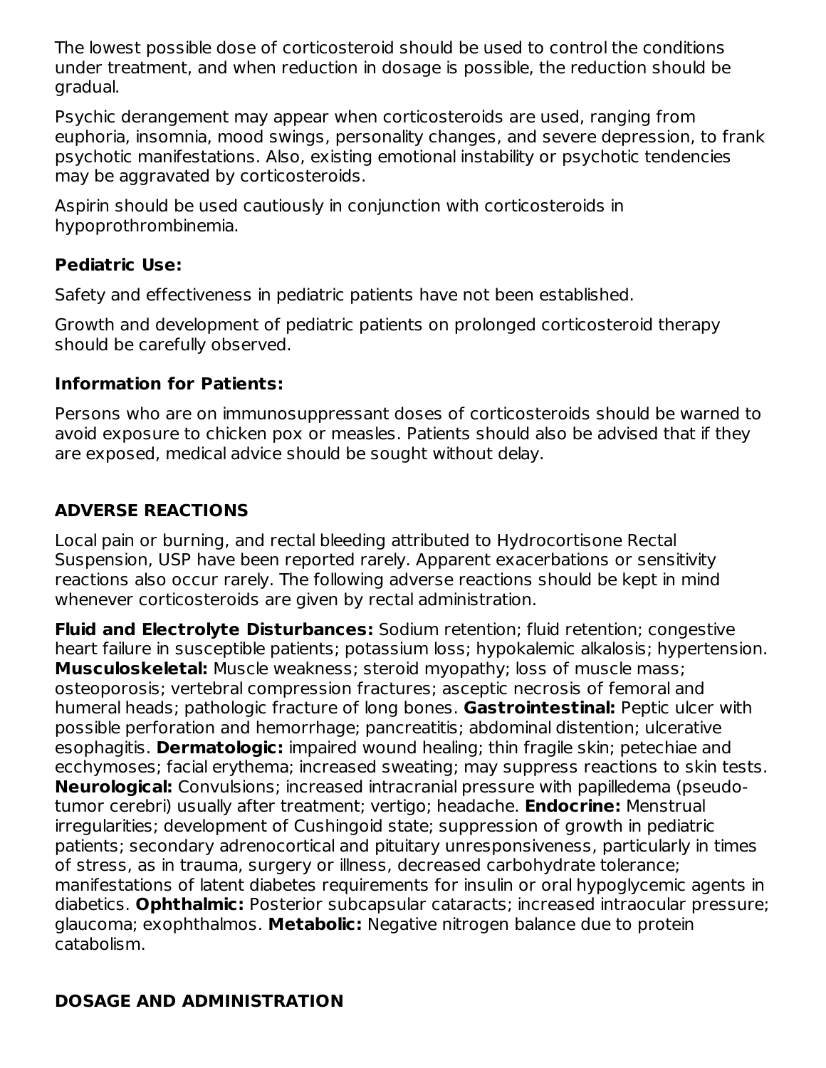The lowest possible dose of corticosteroid should be used to control the conditions under treatment, and when reduction in dosage is possible, the reduction should be gradual.

Psychic derangement may appear when corticosteroids are used, ranging from euphoria, insomnia, mood swings, personality changes, and severe depression, to frank psychotic manifestations. Also, existing emotional instability or psychotic tendencies may be aggravated by corticosteroids.

Aspirin should be used cautiously in conjunction with corticosteroids in hypoprothrombinemia.

### Pediatric Use:

Safety and effectiveness in pediatric patients have not been established.

Growth and development of pediatric patients on prolonged corticosteroid therapy should be carefully observed.

### Information for Patients:

Persons who are on immunosuppressant doses of corticosteroids should be warned to avoid exposure to chicken pox or measles. Patients should also be advised that if they are exposed, medical advice should be sought without delay.

## ADVERSE REACTIONS

Local pain or burning, and rectal bleeding attributed to Hydrocortisone Rectal Suspension, USP have been reported rarely. Apparent exacerbations or sensitivity reactions also occur rarely. The following adverse reactions should be kept in mind whenever corticosteroids are given by rectal administration.

**Fluid and Electrolyte Disturbances:** Sodium retention; fluid retention; congestive heart failure in susceptible patients; potassium loss; hypokalemic alkalosis; hypertension. **Musculoskeletal:** Muscle weakness; steroid myopathy; loss of muscle mass; osteoporosis; vertebral compression fractures; asceptic necrosis of femoral and humeral heads; pathologic fracture of long bones. **Gastrointestinal:** Peptic ulcer with possible perforation and hemorrhage; pancreatitis; abdominal distention; ulcerative esophagitis. **Dermatologic:** impaired wound healing; thin fragile skin; petechiae and ecchymoses; facial erythema; increased sweating; may suppress reactions to skin tests. **Neurological:** Convulsions; increased intracranial pressure with papilledema (pseudo-tumor cerebri) usually after treatment; vertigo; headache. **Endocrine:** Menstrual irregularities; development of Cushingoid state; suppression of growth in pediatric patients; secondary adrenocortical and pituitary unresponsiveness, particularly in times of stress, as in trauma, surgery or illness, decreased carbohydrate tolerance; manifestations of latent diabetes requirements for insulin or oral hypoglycemic agents in diabetics. **Ophthalmic:** Posterior subcapsular cataracts; increased intraocular pressure; glaucoma; exophthalmos. **Metabolic:** Negative nitrogen balance due to protein catabolism.

## DOSAGE AND ADMINISTRATION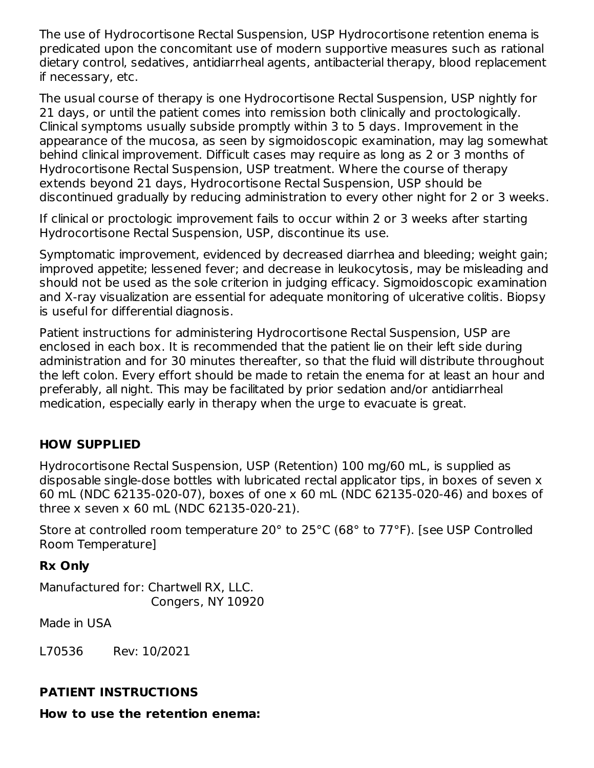The use of Hydrocortisone Rectal Suspension, USP Hydrocortisone retention enema is predicated upon the concomitant use of modern supportive measures such as rational dietary control, sedatives, antidiarrheal agents, antibacterial therapy, blood replacement if necessary, etc.

The usual course of therapy is one Hydrocortisone Rectal Suspension, USP nightly for 21 days, or until the patient comes into remission both clinically and proctologically. Clinical symptoms usually subside promptly within 3 to 5 days. Improvement in the appearance of the mucosa, as seen by sigmoidoscopic examination, may lag somewhat behind clinical improvement. Difficult cases may require as long as 2 or 3 months of Hydrocortisone Rectal Suspension, USP treatment. Where the course of therapy extends beyond 21 days, Hydrocortisone Rectal Suspension, USP should be discontinued gradually by reducing administration to every other night for 2 or 3 weeks.

If clinical or proctologic improvement fails to occur within 2 or 3 weeks after starting Hydrocortisone Rectal Suspension, USP, discontinue its use.

Symptomatic improvement, evidenced by decreased diarrhea and bleeding; weight gain; improved appetite; lessened fever; and decrease in leukocytosis, may be misleading and should not be used as the sole criterion in judging efficacy. Sigmoidoscopic examination and X-ray visualization are essential for adequate monitoring of ulcerative colitis. Biopsy is useful for differential diagnosis.

Patient instructions for administering Hydrocortisone Rectal Suspension, USP are enclosed in each box. It is recommended that the patient lie on their left side during administration and for 30 minutes thereafter, so that the fluid will distribute throughout the left colon. Every effort should be made to retain the enema for at least an hour and preferably, all night. This may be facilitated by prior sedation and/or antidiarrheal medication, especially early in therapy when the urge to evacuate is great.

## HOW SUPPLIED

Hydrocortisone Rectal Suspension, USP (Retention) 100 mg/60 mL, is supplied as disposable single-dose bottles with lubricated rectal applicator tips, in boxes of seven x 60 mL (NDC 62135-020-07), boxes of one x 60 mL (NDC 62135-020-46) and boxes of three x seven x 60 mL (NDC 62135-020-21).

Store at controlled room temperature 20° to 25°C (68° to 77°F). [see USP Controlled Room Temperature]

**Rx Only**

Manufactured for: Chartwell RX, LLC.
Congers, NY 10920

Made in USA

L70536 Rev: 10/2021

## PATIENT INSTRUCTIONS

**How to use the retention enema:**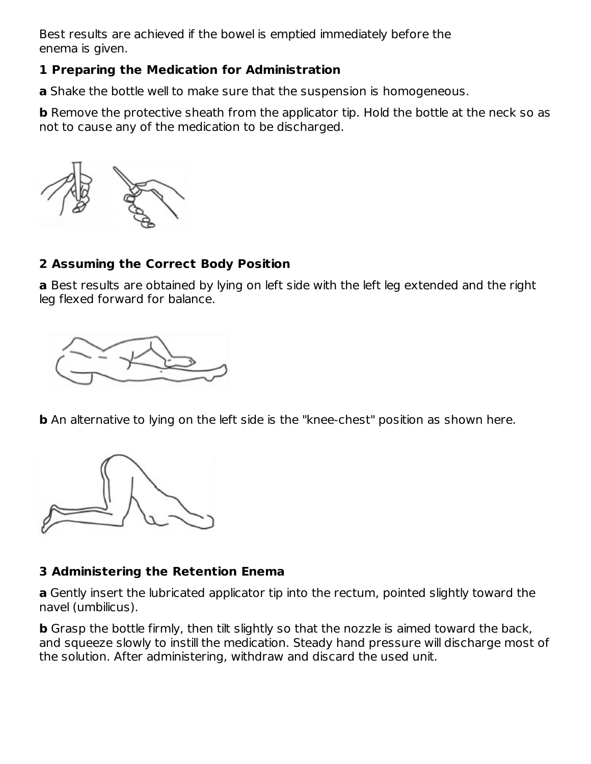Best results are achieved if the bowel is emptied immediately before the enema is given.

**1 Preparing the Medication for Administration**

**a** Shake the bottle well to make sure that the suspension is homogeneous.

**b** Remove the protective sheath from the applicator tip. Hold the bottle at the neck so as not to cause any of the medication to be discharged.

**2 Assuming the Correct Body Position**

**a** Best results are obtained by lying on left side with the left leg extended and the right leg flexed forward for balance.

**b** An alternative to lying on the left side is the "knee-chest" position as shown here.

**3 Administering the Retention Enema**

**a** Gently insert the lubricated applicator tip into the rectum, pointed slightly toward the navel (umbilicus).

**b** Grasp the bottle firmly, then tilt slightly so that the nozzle is aimed toward the back, and squeeze slowly to instill the medication. Steady hand pressure will discharge most of the solution. After administering, withdraw and discard the used unit.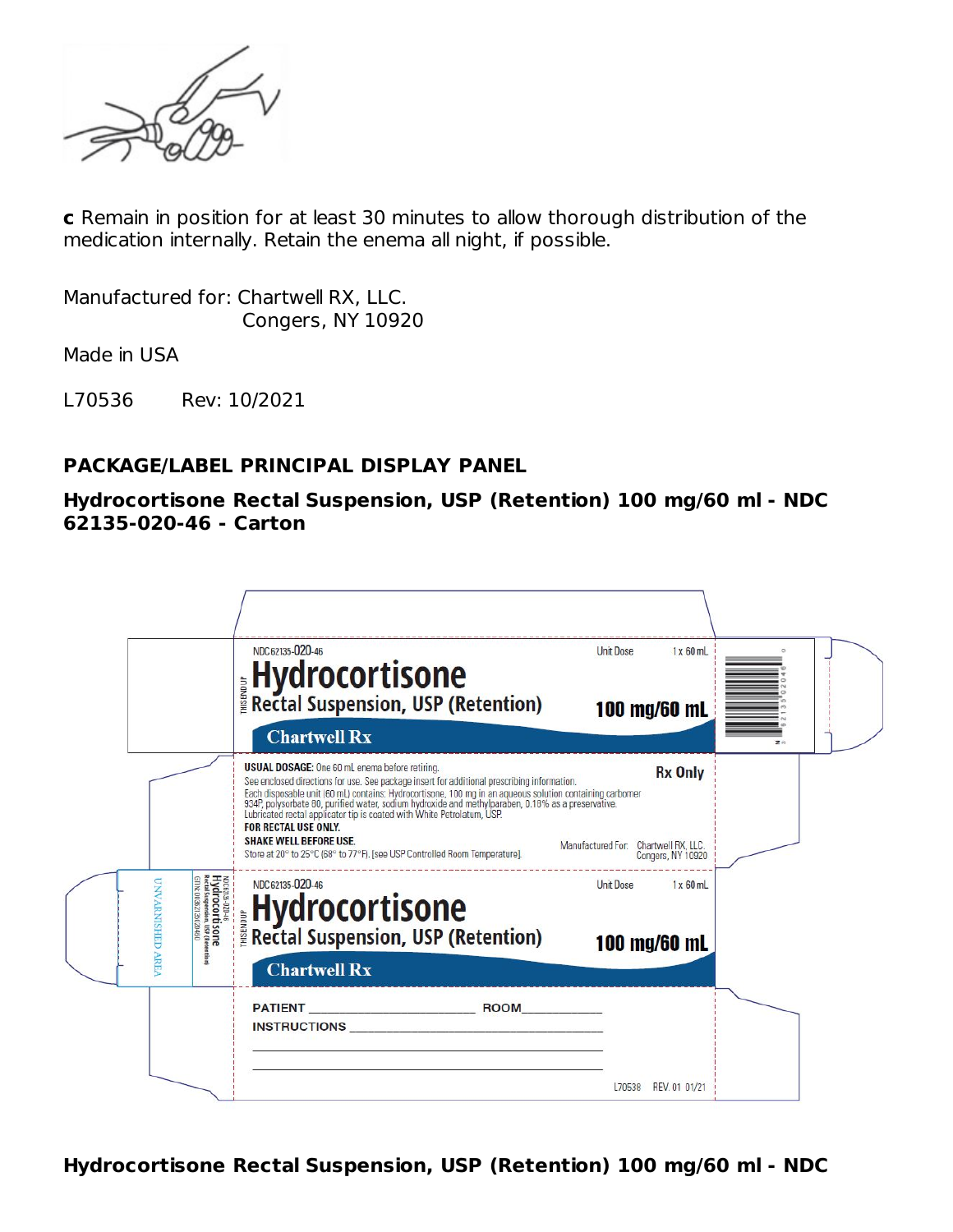**c** Remain in position for at least 30 minutes to allow thorough distribution of the medication internally. Retain the enema all night, if possible.

Manufactured for: Chartwell RX, LLC.
Congers, NY 10920

Made in USA

L70536 Rev: 10/2021

## PACKAGE/LABEL PRINCIPAL DISPLAY PANEL

**Hydrocortisone Rectal Suspension, USP (Retention) 100 mg/60 ml - NDC 62135-020-46 - Carton**

NDC 62135-020-46

Unit Dose 1 x 60 mL

**Hydrocortisone**

Rectal Suspension, USP (Retention)

**100 mg/60 mL**

Chartwell Rx

**USUAL DOSAGE:** One 60 mL enema before retiring.

See enclosed directions for use. See package insert for additional prescribing information.

Each disposable unit (60 mL) contains: Hydrocortisone, 100 mg in an aqueous solution containing carbomer 934P, polysorbate 80, purified water, sodium hydroxide and methylparaben, 0.18% as a preservative.

Lubricated rectal applicator tip is coated with White Petrolatum, USP.

**FOR RECTAL USE ONLY.**

**SHAKE WELL BEFORE USE.**

Store at 20° to 25°C (68° to 77°F). [see USP Controlled Room Temperature].

**Rx Only**

Manufactured For: Chartwell RX, LLC.
Congers, NY 10920

NDC 62135-020-46

Unit Dose 1 x 60 mL

**Hydrocortisone**

Rectal Suspension, USP (Retention)

**100 mg/60 mL**

Chartwell Rx

PATIENT ____________ ROOM ________

INSTRUCTIONS ____________

L70538 REV. 01 01/21

**Hydrocortisone Rectal Suspension, USP (Retention) 100 mg/60 ml - NDC**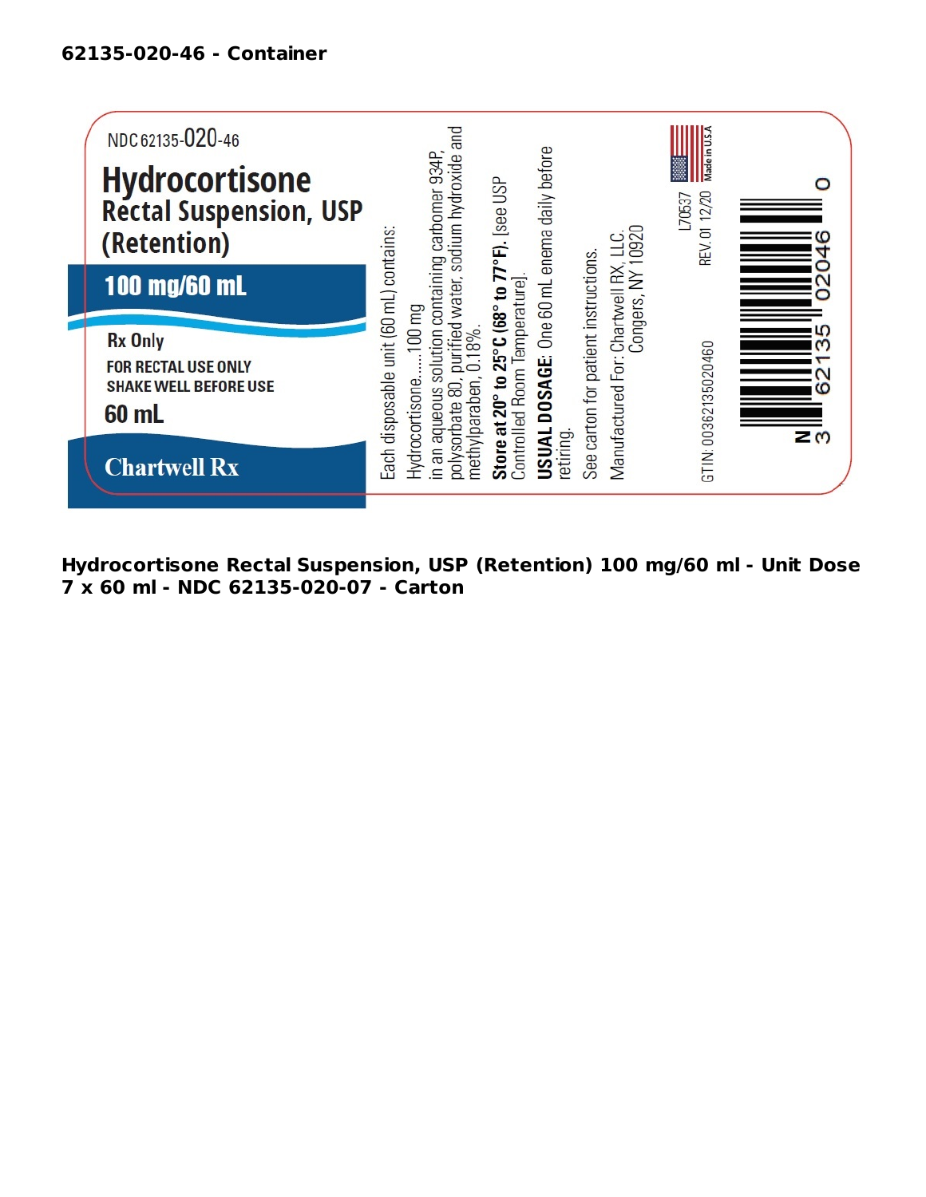**62135-020-46 - Container**

NDC 62135-020-46

# Hydrocortisone

Rectal Suspension, USP (Retention)

**100 mg/60 mL**

Rx Only

FOR RECTAL USE ONLY

SHAKE WELL BEFORE USE

60 mL

Chartwell Rx

Each disposable unit (60 mL) contains:

Hydrocortisone.....100 mg

in an aqueous solution containing carbomer 934P, polysorbate 80, purified water, sodium hydroxide and methylparaben, 0.18%.

**Store at 20° to 25°C (68° to 77°F).** [see USP Controlled Room Temperature].

**USUAL DOSAGE**: One 60 mL enema daily before retiring.

See carton for patient instructions.

Manufactured For: Chartwell RX, LLC.
Congers, NY 10920

L70537

REV. 01 12/20

Made in U.S.A

GTIN: 00362135020460

N 3 62135 02046 0

**Hydrocortisone Rectal Suspension, USP (Retention) 100 mg/60 ml - Unit Dose 7 x 60 ml - NDC 62135-020-07 - Carton**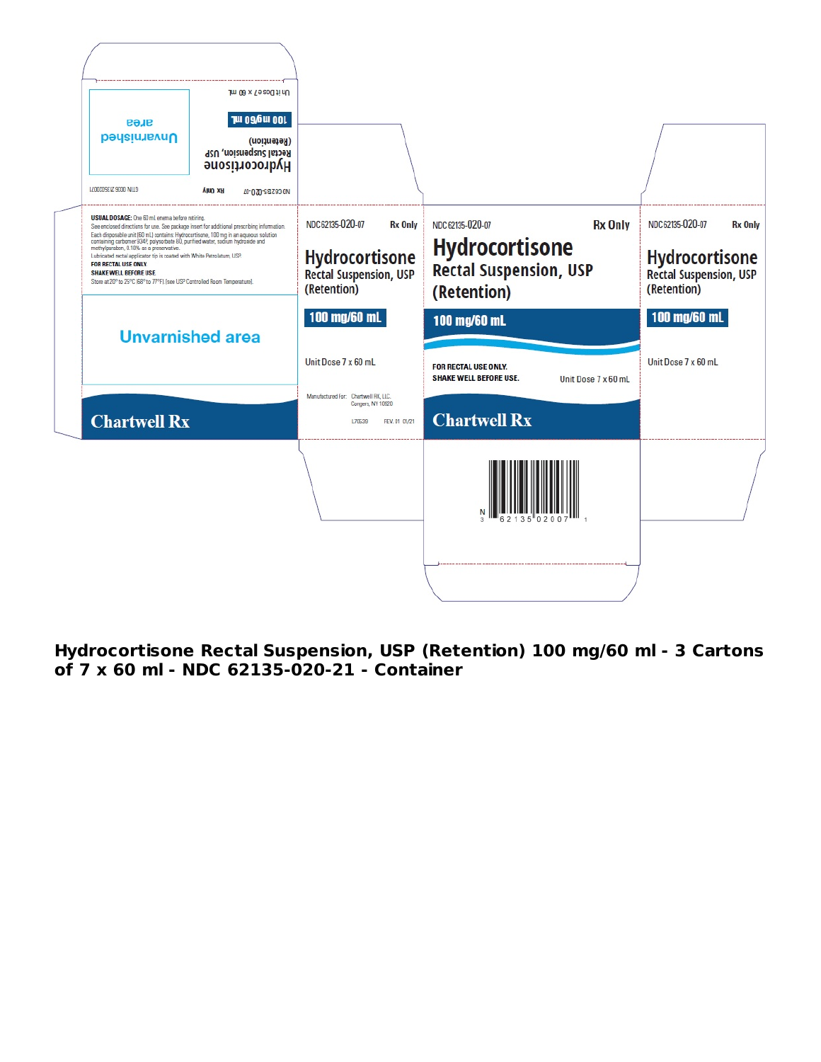Unit Dose 7 x 60 mL

100 mg/60 mL

Hydrocortisone Rectal Suspension, USP (Retention)

Unvarnished area

GTIN 00362135020071

Rx Only

NDC 62135-020-07

**USUAL DOSAGE:** One 60 mL enema before retiring.
See enclosed directions for use. See package insert for additional prescribing information.
Each disposable unit (60 mL) contains: Hydrocortisone, 100 mg in an aqueous solution containing carbomer 934P, polysorbate 80, purified water, sodium hydroxide and methylparaben, 0.18% as a preservative.
Lubricated rectal applicator tip is coated with White Petrolatum, USP.
**FOR RECTAL USE ONLY.**
**SHAKE WELL BEFORE USE.**
Store at 20° to 25°C (68° to 77°F). [see USP Controlled Room Temperature].

Unvarnished area

Chartwell Rx

NDC 62135-020-07 Rx Only

Hydrocortisone Rectal Suspension, USP (Retention)

100 mg/60 mL

Unit Dose 7 x 60 mL

Manufactured For: Chartwell RX, LLC. Congers, NY 10920

L70539 REV. 01 01/21

NDC 62135-020-07 Rx Only

# Hydrocortisone

Rectal Suspension, USP (Retention)

100 mg/60 mL

**FOR RECTAL USE ONLY.**
**SHAKE WELL BEFORE USE.**

Unit Dose 7 x 60 mL

Chartwell Rx

N 3 62135 02007 1

NDC 62135-020-07 Rx Only

Hydrocortisone Rectal Suspension, USP (Retention)

100 mg/60 mL

Unit Dose 7 x 60 mL

**Hydrocortisone Rectal Suspension, USP (Retention) 100 mg/60 ml - 3 Cartons of 7 x 60 ml - NDC 62135-020-21 - Container**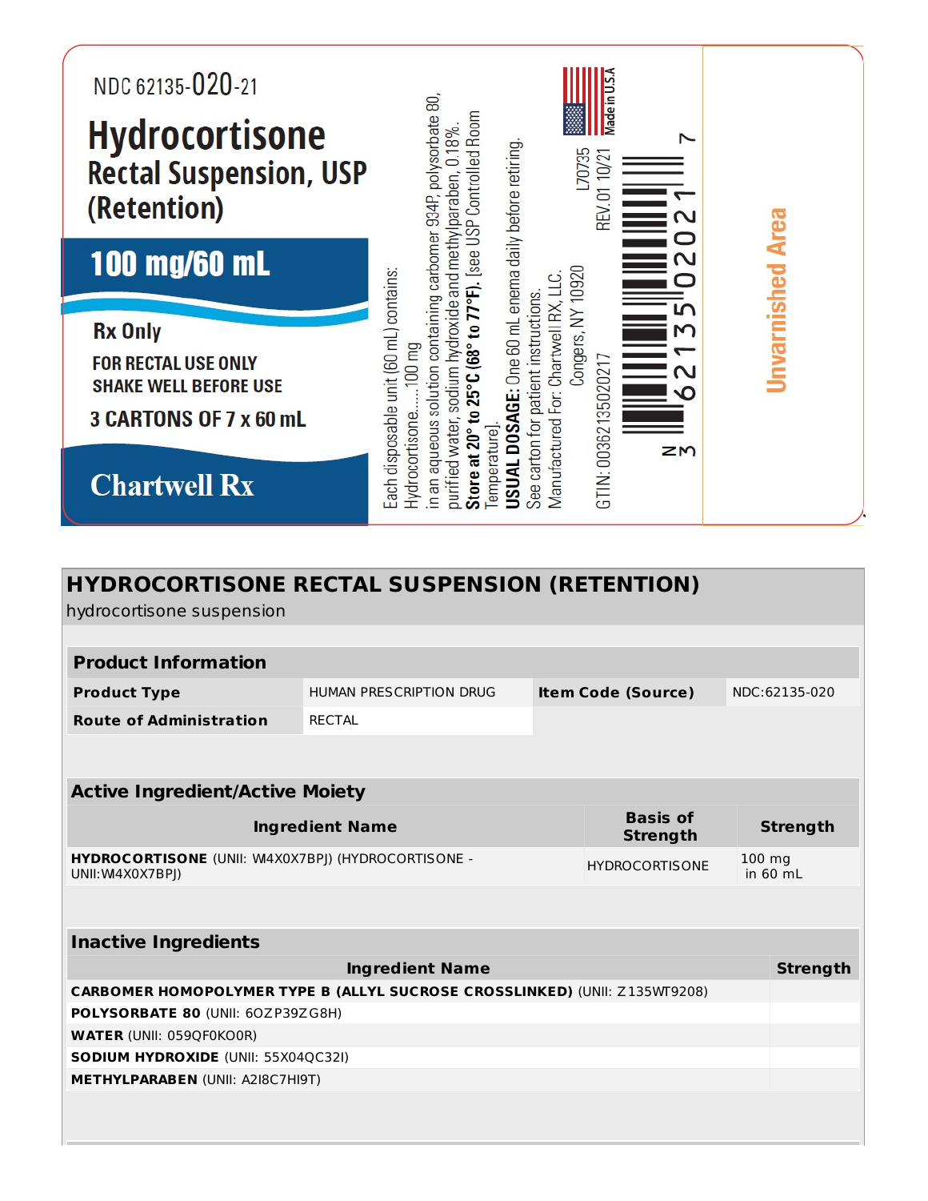NDC 62135-020-21

# Hydrocortisone

## Rectal Suspension, USP (Retention)

**100 mg/60 mL**

**Rx Only**

**FOR RECTAL USE ONLY**

**SHAKE WELL BEFORE USE**

**3 CARTONS OF 7 x 60 mL**

**Chartwell Rx**

Each disposable unit (60 mL) contains:
Hydrocortisone......100 mg
in an aqueous solution containing carbomer 934P, polysorbate 80, purified water, sodium hydroxide and methylparaben, 0.18%.
**Store at 20° to 25°C (68° to 77°F).** [see USP Controlled Room Temperature].

**USUAL DOSAGE:** One 60 mL enema daily before retiring.
See carton for patient instructions.

Manufactured For: Chartwell RX, LLC.
Congers, NY 10920

L70735
REV.01 10/21

Made in U.S.A

GTIN: 00362135020217

N 3 62135 02021 7

Unvarnished Area

## HYDROCORTISONE RECTAL SUSPENSION (RETENTION)

hydrocortisone suspension

| Product Information | | | |
|---|---|---|---|
| **Product Type** | HUMAN PRESCRIPTION DRUG | **Item Code (Source)** | NDC:62135-020 |
| **Route of Administration** | RECTAL | | |

| Active Ingredient/Active Moiety | | |
|---|---|---|
| **Ingredient Name** | **Basis of Strength** | **Strength** |
| **HYDROCORTISONE** (UNII: W4X0X7BPJ) (HYDROCORTISONE - UNII:W4X0X7BPJ) | HYDROCORTISONE | 100 mg in 60 mL |

| Inactive Ingredients | |
|---|---|
| **Ingredient Name** | **Strength** |
| **CARBOMER HOMOPOLYMER TYPE B (ALLYL SUCROSE CROSSLINKED)** (UNII: Z135WT9208) | |
| **POLYSORBATE 80** (UNII: 6OZP39ZG8H) | |
| **WATER** (UNII: 059QF0KO0R) | |
| **SODIUM HYDROXIDE** (UNII: 55X04QC32I) | |
| **METHYLPARABEN** (UNII: A2I8C7HI9T) | |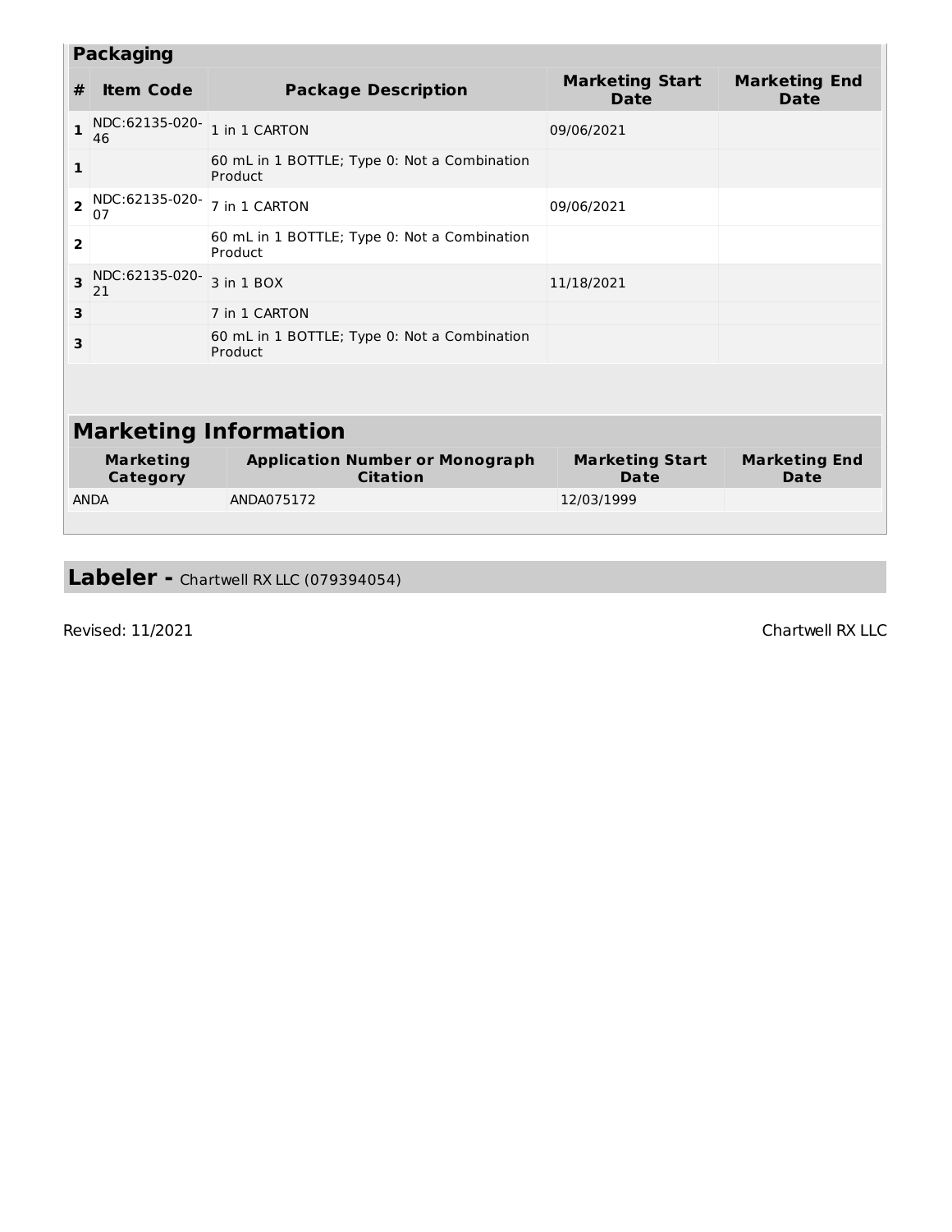## Packaging

| # | Item Code | Package Description | Marketing Start Date | Marketing End Date |
|---|---|---|---|---|
| 1 | NDC:62135-020-46 | 1 in 1 CARTON | 09/06/2021 | |
| 1 | | 60 mL in 1 BOTTLE; Type 0: Not a Combination Product | | |
| 2 | NDC:62135-020-07 | 7 in 1 CARTON | 09/06/2021 | |
| 2 | | 60 mL in 1 BOTTLE; Type 0: Not a Combination Product | | |
| 3 | NDC:62135-020-21 | 3 in 1 BOX | 11/18/2021 | |
| 3 | | 7 in 1 CARTON | | |
| 3 | | 60 mL in 1 BOTTLE; Type 0: Not a Combination Product | | |

## Marketing Information

| Marketing Category | Application Number or Monograph Citation | Marketing Start Date | Marketing End Date |
|---|---|---|---|
| ANDA | ANDA075172 | 12/03/1999 | |

## Labeler - Chartwell RX LLC (079394054)

Revised: 11/2021

Chartwell RX LLC